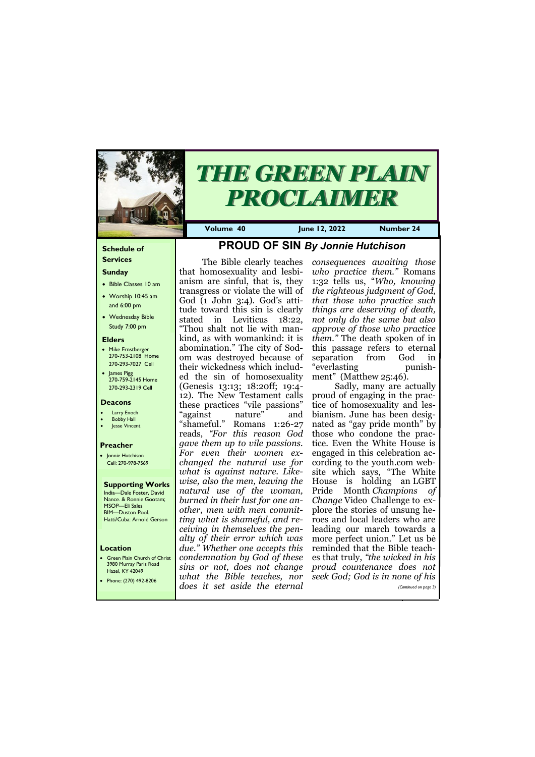# THE GREEN PLAIN PROCLAIMER

**Volume 40** **June 12, 2022** **Number 24**

### Schedule of Services

**Sunday**

- Bible Classes 10 am
- Worship 10:45 am and 6:00 pm
- Wednesday Bible Study 7:00 pm

**Elders**

- Mike Ernstberger 270-753-2108 Home 270-293-7027 Cell
- James Pigg 270-759-2145 Home 270-293-2319 Cell

**Deacons**

- Larry Enoch
- Bobby Hall
- Jesse Vincent

**Preacher**

- Jonnie Hutchison Cell: 270-978-7569

**Supporting Works**

India—Dale Foster, David Nance. & Ronnie Gootam; MSOP—Eli Sales BIM—Duston Pool. Hatti/Cuba: Arnold Gerson

**Location**

- Green Plain Church of Christ 3980 Murray Paris Road Hazel, KY 42049
- Phone: (270) 492-8206

## PROUD OF SIN *By Jonnie Hutchison*

The Bible clearly teaches that homosexuality and lesbianism are sinful, that is, they transgress or violate the will of God (1 John 3:4). God's attitude toward this sin is clearly stated in Leviticus 18:22, "Thou shalt not lie with mankind, as with womankind: it is abomination." The city of Sodom was destroyed because of their wickedness which included the sin of homosexuality (Genesis 13:13; 18:20ff; 19:4-12). The New Testament calls these practices "vile passions" "against nature" and "shameful." Romans 1:26-27 reads, *"For this reason God gave them up to vile passions. For even their women exchanged the natural use for what is against nature. Likewise, also the men, leaving the natural use of the woman, burned in their lust for one another, men with men committing what is shameful, and receiving in themselves the penalty of their error which was due." Whether one accepts this condemnation by God of these sins or not, does not change what the Bible teaches, nor does it set aside the eternal consequences awaiting those who practice them."* Romans 1:32 tells us, "*Who, knowing the righteous judgment of God, that those who practice such things are deserving of death, not only do the same but also approve of those who practice them."* The death spoken of in this passage refers to eternal separation from God in "everlasting punishment" (Matthew 25:46).

Sadly, many are actually proud of engaging in the practice of homosexuality and lesbianism. June has been designated as "gay pride month" by those who condone the practice. Even the White House is engaged in this celebration according to the youth.com website which says, "The White House is holding an LGBT Pride Month *Champions of Change* Video Challenge to explore the stories of unsung heroes and local leaders who are leading our march towards a more perfect union." Let us be reminded that the Bible teaches that truly, *"the wicked in his proud countenance does not seek God; God is in none of his*

*(Continued on page 3)*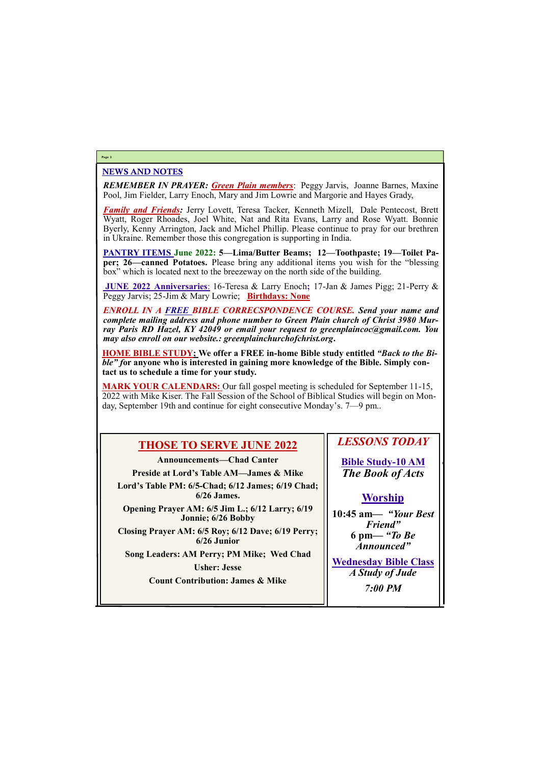## NEWS AND NOTES

***REMEMBER IN PRAYER:*** ***Green Plain members***: Peggy Jarvis, Joanne Barnes, Maxine Pool, Jim Fielder, Larry Enoch, Mary and Jim Lowrie and Margorie and Hayes Grady,

***Family and Friends:*** Jerry Lovett, Teresa Tacker, Kenneth Mizell, Dale Pentecost, Brett Wyatt, Roger Rhoades, Joel White, Nat and Rita Evans, Larry and Rose Wyatt. Bonnie Byerly, Kenny Arrington, Jack and Michel Phillip. Please continue to pray for our brethren in Ukraine. Remember those this congregation is supporting in India.

**PANTRY ITEMS June 2022: 5—Lima/Butter Beams; 12—Toothpaste; 19—Toilet Paper; 26—canned Potatoes.** Please bring any additional items you wish for the "blessing box" which is located next to the breezeway on the north side of the building.

**JUNE 2022 Anniversaries**: 16-Teresa & Larry Enoch**;** 17-Jan & James Pigg; 21-Perry & Peggy Jarvis; 25-Jim & Mary Lowrie; **Birthdays: None**

***ENROLL IN A FREE BIBLE CORRECSPONDENCE COURSE. Send your name and complete mailing address and phone number to Green Plain church of Christ 3980 Murray Paris RD Hazel, KY 42049 or email your request to greenplaincoc@gmail.com. You may also enroll on our website.: greenplainchurchofchrist.org.***

**HOME BIBLE STUDY; We offer a FREE in-home Bible study entitled *"Back to the Bible" f*or anyone who is interested in gaining more knowledge of the Bible. Simply contact us to schedule a time for your study.**

**MARK YOUR CALENDARS:** Our fall gospel meeting is scheduled for September 11-15, 2022 with Mike Kiser. The Fall Session of the School of Biblical Studies will begin on Monday, September 19th and continue for eight consecutive Monday's. 7—9 pm..

## THOSE TO SERVE JUNE 2022

**Announcements—Chad Canter**

**Preside at Lord's Table AM—James & Mike**

**Lord's Table PM: 6/5-Chad; 6/12 James; 6/19 Chad; 6/26 James.**

**Opening Prayer AM: 6/5 Jim L.; 6/12 Larry; 6/19 Jonnie; 6/26 Bobby**

**Closing Prayer AM: 6/5 Roy; 6/12 Dave; 6/19 Perry; 6/26 Junior**

**Song Leaders: AM Perry; PM Mike; Wed Chad**

**Usher: Jesse**

**Count Contribution: James & Mike**

## *LESSONS TODAY*

**Bible Study-10 AM**
*The Book of Acts*

**Worship**

**10:45 am— *"Your Best Friend"***
**6 pm— *"To Be Announced"***

**Wednesday Bible Class**
*A Study of Jude*

*7:00 PM*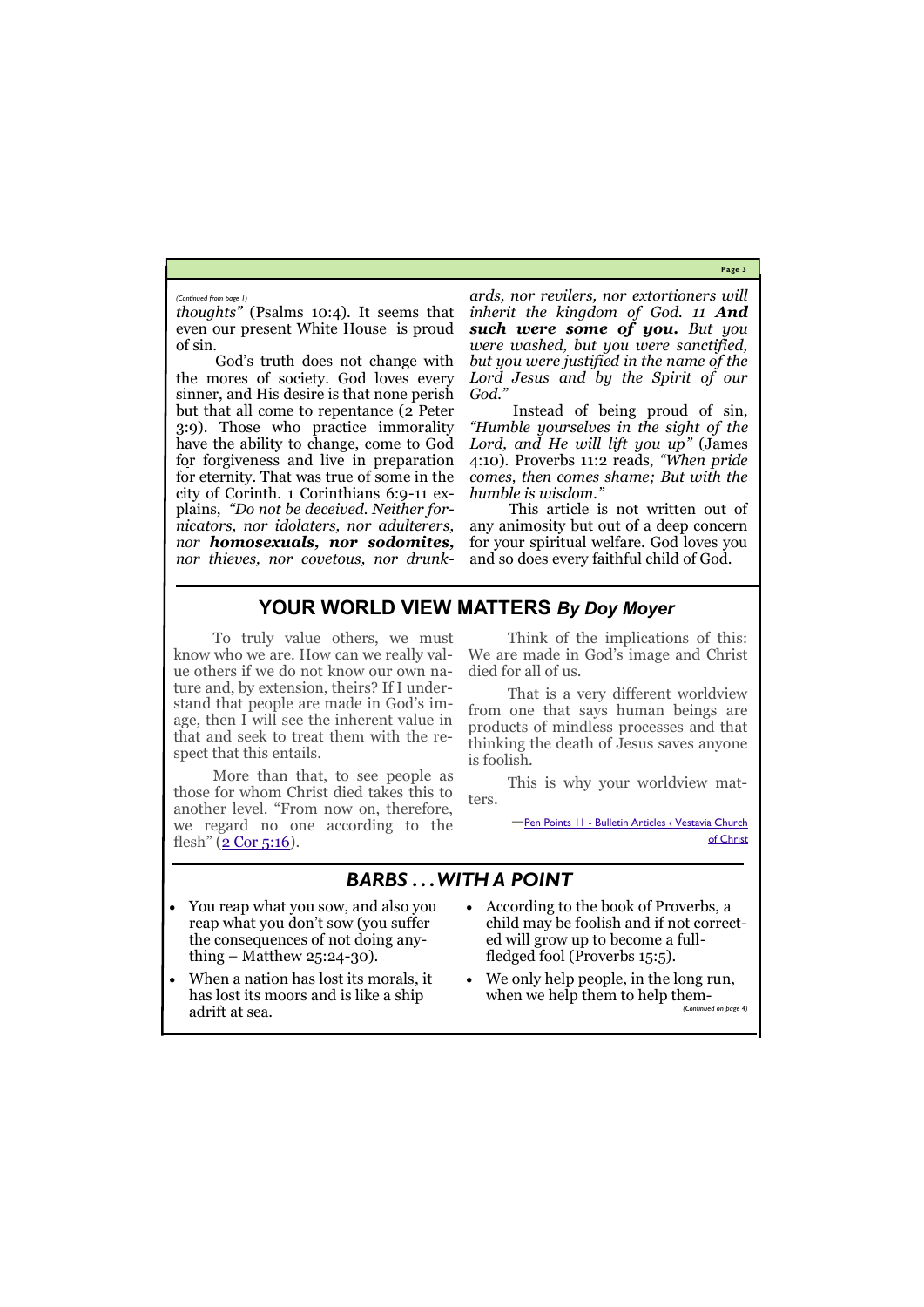*(Continued from page 1)*

*thoughts"* (Psalms 10:4). It seems that even our present White House is proud of sin.

God's truth does not change with the mores of society. God loves every sinner, and His desire is that none perish but that all come to repentance (2 Peter 3:9). Those who practice immorality have the ability to change, come to God for forgiveness and live in preparation for eternity. That was true of some in the city of Corinth. 1 Corinthians 6:9-11 explains, *"Do not be deceived. Neither fornicators, nor idolaters, nor adulterers, nor* ***homosexuals, nor sodomites,*** *nor thieves, nor covetous, nor drunkards, nor revilers, nor extortioners will inherit the kingdom of God. 11* ***And such were some of you.*** *But you were washed, but you were sanctified, but you were justified in the name of the Lord Jesus and by the Spirit of our God."*

Instead of being proud of sin, *"Humble yourselves in the sight of the Lord, and He will lift you up"* (James 4:10). Proverbs 11:2 reads, *"When pride comes, then comes shame; But with the humble is wisdom."*

This article is not written out of any animosity but out of a deep concern for your spiritual welfare. God loves you and so does every faithful child of God.

## YOUR WORLD VIEW MATTERS *By Doy Moyer*

To truly value others, we must know who we are. How can we really value others if we do not know our own nature and, by extension, theirs? If I understand that people are made in God's image, then I will see the inherent value in that and seek to treat them with the respect that this entails.

More than that, to see people as those for whom Christ died takes this to another level. "From now on, therefore, we regard no one according to the flesh" (2 Cor 5:16).

Think of the implications of this: We are made in God's image and Christ died for all of us.

That is a very different worldview from one that says human beings are products of mindless processes and that thinking the death of Jesus saves anyone is foolish.

This is why your worldview matters.

—Pen Points 11 - Bulletin Articles ‹ Vestavia Church of Christ

## *BARBS . . . WITH A POINT*

- You reap what you sow, and also you reap what you don't sow (you suffer the consequences of not doing anything – Matthew 25:24-30).
- When a nation has lost its morals, it has lost its moors and is like a ship adrift at sea.
- According to the book of Proverbs, a child may be foolish and if not corrected will grow up to become a full-fledged fool (Proverbs 15:5).
- We only help people, in the long run, when we help them to help them-

*(Continued on page 4)*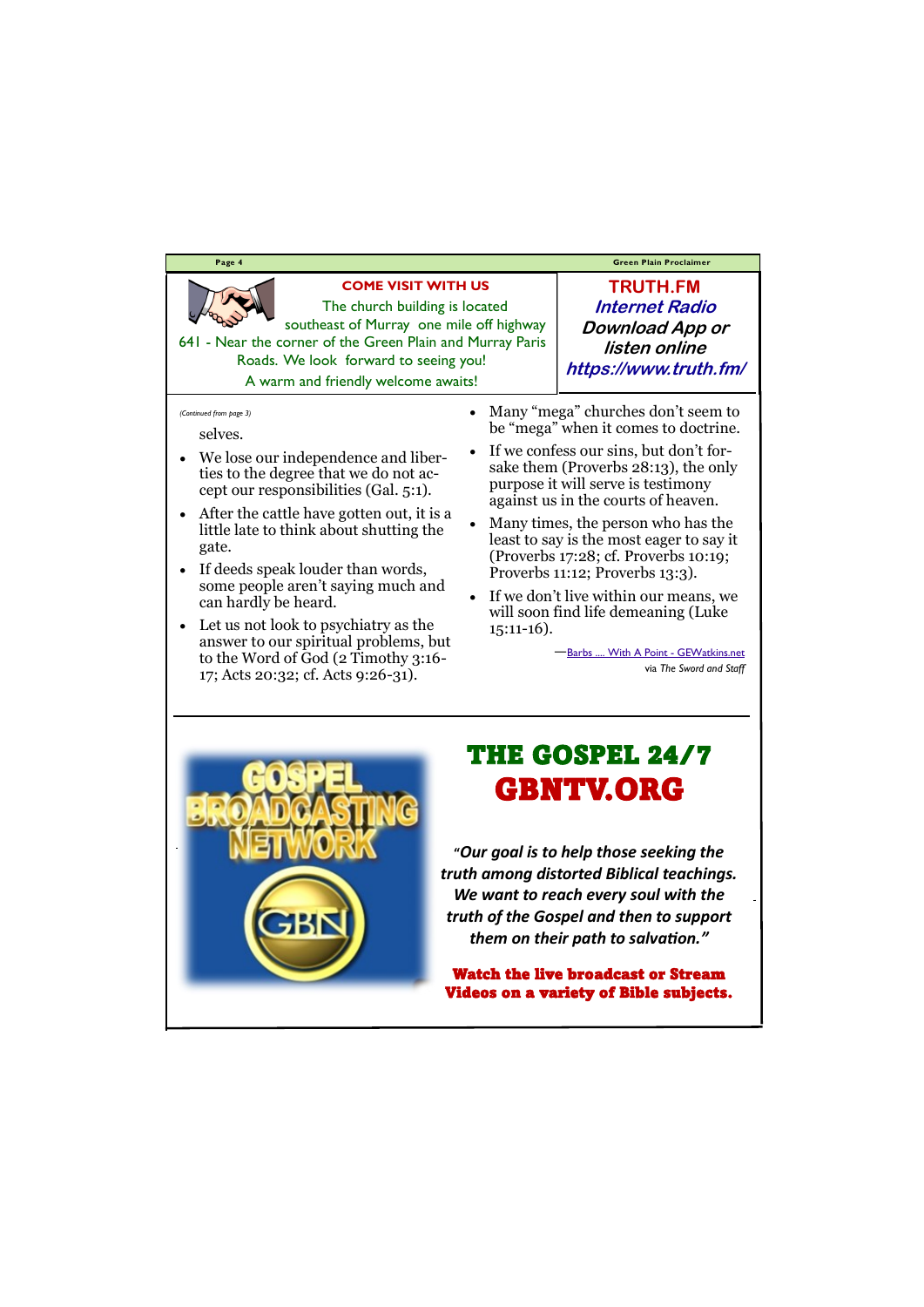### COME VISIT WITH US

The church building is located southeast of Murray one mile off highway 641 - Near the corner of the Green Plain and Murray Paris Roads. We look forward to seeing you!

A warm and friendly welcome awaits!

### TRUTH.FM

*Internet Radio*

*Download App or listen online*

*https://www.truth.fm/*

*(Continued from page 3)*

selves.

- We lose our independence and liberties to the degree that we do not accept our responsibilities (Gal. 5:1).
- After the cattle have gotten out, it is a little late to think about shutting the gate.
- If deeds speak louder than words, some people aren't saying much and can hardly be heard.
- Let us not look to psychiatry as the answer to our spiritual problems, but to the Word of God (2 Timothy 3:16-17; Acts 20:32; cf. Acts 9:26-31).
- Many "mega" churches don't seem to be "mega" when it comes to doctrine.
- If we confess our sins, but don't forsake them (Proverbs 28:13), the only purpose it will serve is testimony against us in the courts of heaven.
- Many times, the person who has the least to say is the most eager to say it (Proverbs 17:28; cf. Proverbs 10:19; Proverbs 11:12; Proverbs 13:3).
- If we don't live within our means, we will soon find life demeaning (Luke 15:11-16).

—Barbs .... With A Point - GEWatkins.net
via *The Sword and Staff*

## THE GOSPEL 24/7
## GBNTV.ORG

*"Our goal is to help those seeking the truth among distorted Biblical teachings. We want to reach every soul with the truth of the Gospel and then to support them on their path to salvation."*

**Watch the live broadcast or Stream Videos on a variety of Bible subjects.**